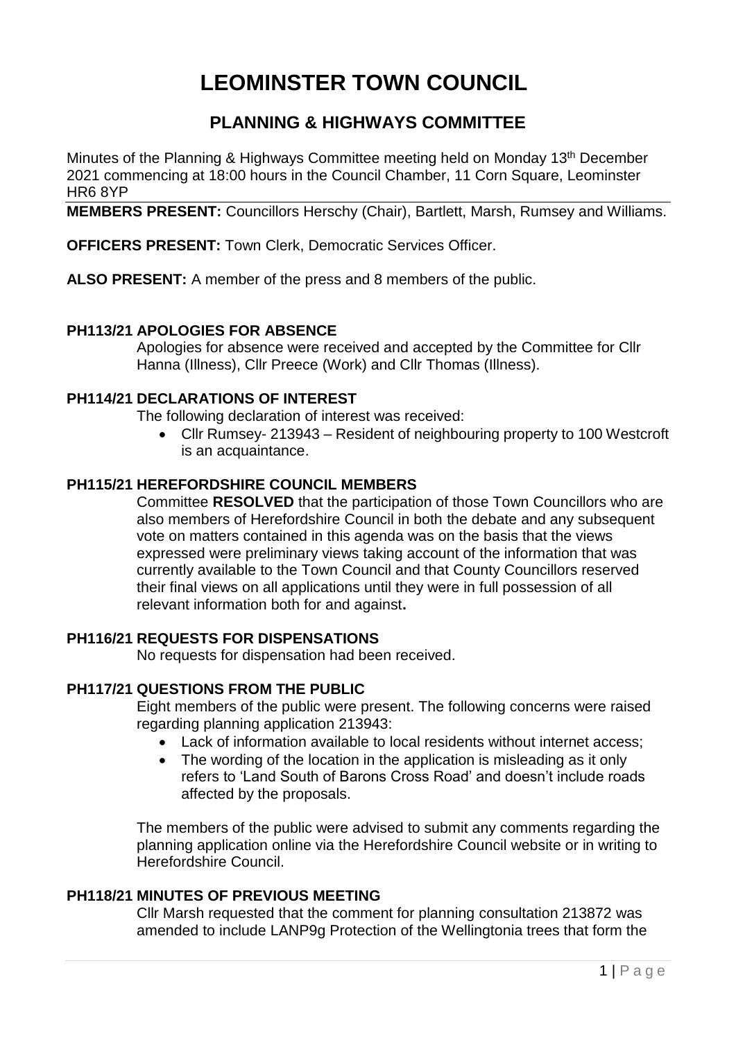# LEOMINSTER TOWN COUNCIL

## PLANNING & HIGHWAYS COMMITTEE

Minutes of the Planning & Highways Committee meeting held on Monday 13th December 2021 commencing at 18:00 hours in the Council Chamber, 11 Corn Square, Leominster HR6 8YP

**MEMBERS PRESENT:** Councillors Herschy (Chair), Bartlett, Marsh, Rumsey and Williams.

**OFFICERS PRESENT:** Town Clerk, Democratic Services Officer.

**ALSO PRESENT:** A member of the press and 8 members of the public.

**PH113/21 APOLOGIES FOR ABSENCE**

Apologies for absence were received and accepted by the Committee for Cllr Hanna (Illness), Cllr Preece (Work) and Cllr Thomas (Illness).

**PH114/21 DECLARATIONS OF INTEREST**

The following declaration of interest was received:

- Cllr Rumsey- 213943 – Resident of neighbouring property to 100 Westcroft is an acquaintance.

**PH115/21 HEREFORDSHIRE COUNCIL MEMBERS**

Committee **RESOLVED** that the participation of those Town Councillors who are also members of Herefordshire Council in both the debate and any subsequent vote on matters contained in this agenda was on the basis that the views expressed were preliminary views taking account of the information that was currently available to the Town Council and that County Councillors reserved their final views on all applications until they were in full possession of all relevant information both for and against**.**

**PH116/21 REQUESTS FOR DISPENSATIONS**

No requests for dispensation had been received.

**PH117/21 QUESTIONS FROM THE PUBLIC**

Eight members of the public were present. The following concerns were raised regarding planning application 213943:

- Lack of information available to local residents without internet access;
- The wording of the location in the application is misleading as it only refers to 'Land South of Barons Cross Road' and doesn't include roads affected by the proposals.

The members of the public were advised to submit any comments regarding the planning application online via the Herefordshire Council website or in writing to Herefordshire Council.

**PH118/21 MINUTES OF PREVIOUS MEETING**

Cllr Marsh requested that the comment for planning consultation 213872 was amended to include LANP9g Protection of the Wellingtonia trees that form the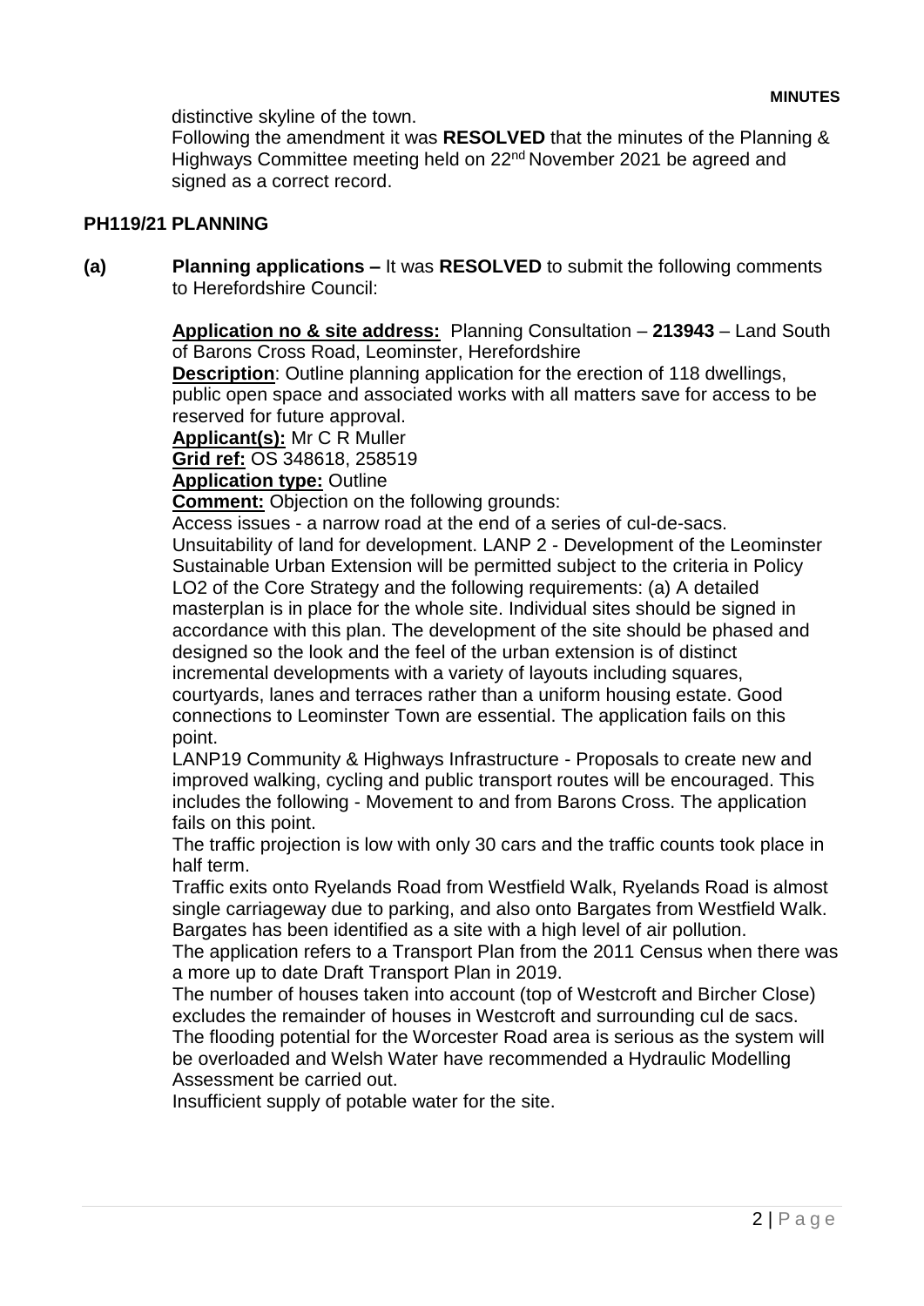distinctive skyline of the town.

Following the amendment it was **RESOLVED** that the minutes of the Planning & Highways Committee meeting held on 22nd November 2021 be agreed and signed as a correct record.

## PH119/21 PLANNING

**(a) Planning applications –** It was **RESOLVED** to submit the following comments to Herefordshire Council:

**Application no & site address:** Planning Consultation – **213943** – Land South of Barons Cross Road, Leominster, Herefordshire

**Description**: Outline planning application for the erection of 118 dwellings, public open space and associated works with all matters save for access to be reserved for future approval.

**Applicant(s):** Mr C R Muller

**Grid ref:** OS 348618, 258519

**Application type:** Outline

**Comment:** Objection on the following grounds:

Access issues - a narrow road at the end of a series of cul-de-sacs.

Unsuitability of land for development. LANP 2 - Development of the Leominster Sustainable Urban Extension will be permitted subject to the criteria in Policy LO2 of the Core Strategy and the following requirements: (a) A detailed masterplan is in place for the whole site. Individual sites should be signed in accordance with this plan. The development of the site should be phased and designed so the look and the feel of the urban extension is of distinct incremental developments with a variety of layouts including squares, courtyards, lanes and terraces rather than a uniform housing estate. Good connections to Leominster Town are essential. The application fails on this point.

LANP19 Community & Highways Infrastructure - Proposals to create new and improved walking, cycling and public transport routes will be encouraged. This includes the following - Movement to and from Barons Cross. The application fails on this point.

The traffic projection is low with only 30 cars and the traffic counts took place in half term.

Traffic exits onto Ryelands Road from Westfield Walk, Ryelands Road is almost single carriageway due to parking, and also onto Bargates from Westfield Walk. Bargates has been identified as a site with a high level of air pollution.

The application refers to a Transport Plan from the 2011 Census when there was a more up to date Draft Transport Plan in 2019.

The number of houses taken into account (top of Westcroft and Bircher Close) excludes the remainder of houses in Westcroft and surrounding cul de sacs.

The flooding potential for the Worcester Road area is serious as the system will be overloaded and Welsh Water have recommended a Hydraulic Modelling Assessment be carried out.

Insufficient supply of potable water for the site.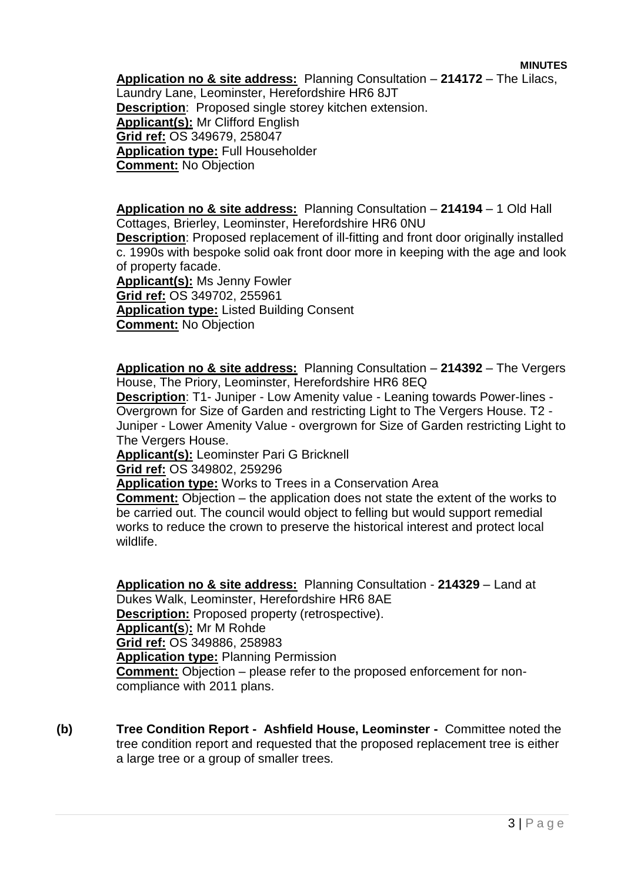**MINUTES**

**Application no & site address:** Planning Consultation – **214172** – The Lilacs, Laundry Lane, Leominster, Herefordshire HR6 8JT
**Description**: Proposed single storey kitchen extension.
**Applicant(s):** Mr Clifford English
**Grid ref:** OS 349679, 258047
**Application type:** Full Householder
**Comment:** No Objection

**Application no & site address:** Planning Consultation – **214194** – 1 Old Hall Cottages, Brierley, Leominster, Herefordshire HR6 0NU
**Description**: Proposed replacement of ill-fitting and front door originally installed c. 1990s with bespoke solid oak front door more in keeping with the age and look of property facade.
**Applicant(s):** Ms Jenny Fowler
**Grid ref:** OS 349702, 255961
**Application type:** Listed Building Consent
**Comment:** No Objection

**Application no & site address:** Planning Consultation – **214392** – The Vergers House, The Priory, Leominster, Herefordshire HR6 8EQ
**Description**: T1- Juniper - Low Amenity value - Leaning towards Power-lines - Overgrown for Size of Garden and restricting Light to The Vergers House. T2 - Juniper - Lower Amenity Value - overgrown for Size of Garden restricting Light to The Vergers House.
**Applicant(s):** Leominster Pari G Bricknell
**Grid ref:** OS 349802, 259296
**Application type:** Works to Trees in a Conservation Area
**Comment:** Objection – the application does not state the extent of the works to be carried out. The council would object to felling but would support remedial works to reduce the crown to preserve the historical interest and protect local wildlife.

**Application no & site address:** Planning Consultation - **214329** – Land at Dukes Walk, Leominster, Herefordshire HR6 8AE
**Description:** Proposed property (retrospective).
**Applicant(s):** Mr M Rohde
**Grid ref:** OS 349886, 258983
**Application type:** Planning Permission
**Comment:** Objection – please refer to the proposed enforcement for non-compliance with 2011 plans.

**(b)** **Tree Condition Report - Ashfield House, Leominster -** Committee noted the tree condition report and requested that the proposed replacement tree is either a large tree or a group of smaller trees.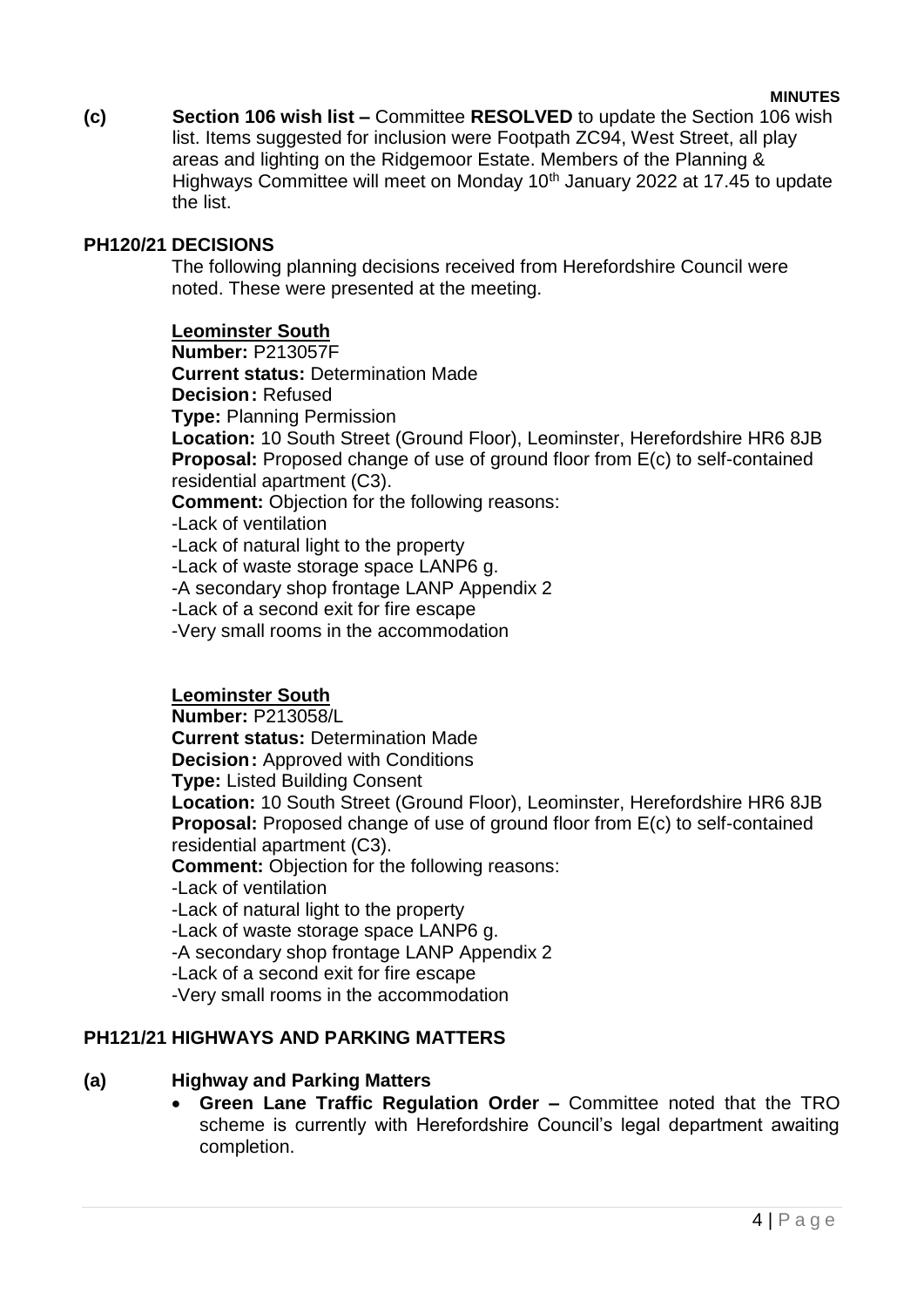**(c) Section 106 wish list –** Committee **RESOLVED** to update the Section 106 wish list. Items suggested for inclusion were Footpath ZC94, West Street, all play areas and lighting on the Ridgemoor Estate. Members of the Planning & Highways Committee will meet on Monday 10th January 2022 at 17.45 to update the list.

## PH120/21 DECISIONS

The following planning decisions received from Herefordshire Council were noted. These were presented at the meeting.

**Leominster South**

**Number:** P213057F
**Current status:** Determination Made
**Decision:** Refused
**Type:** Planning Permission
**Location:** 10 South Street (Ground Floor), Leominster, Herefordshire HR6 8JB
**Proposal:** Proposed change of use of ground floor from E(c) to self-contained residential apartment (C3).
**Comment:** Objection for the following reasons:
-Lack of ventilation
-Lack of natural light to the property
-Lack of waste storage space LANP6 g.
-A secondary shop frontage LANP Appendix 2
-Lack of a second exit for fire escape
-Very small rooms in the accommodation

**Leominster South**

**Number:** P213058/L
**Current status:** Determination Made
**Decision:** Approved with Conditions
**Type:** Listed Building Consent
**Location:** 10 South Street (Ground Floor), Leominster, Herefordshire HR6 8JB
**Proposal:** Proposed change of use of ground floor from E(c) to self-contained residential apartment (C3).
**Comment:** Objection for the following reasons:
-Lack of ventilation
-Lack of natural light to the property
-Lack of waste storage space LANP6 g.
-A secondary shop frontage LANP Appendix 2
-Lack of a second exit for fire escape
-Very small rooms in the accommodation

## PH121/21 HIGHWAYS AND PARKING MATTERS

**(a) Highway and Parking Matters**

- **Green Lane Traffic Regulation Order –** Committee noted that the TRO scheme is currently with Herefordshire Council's legal department awaiting completion.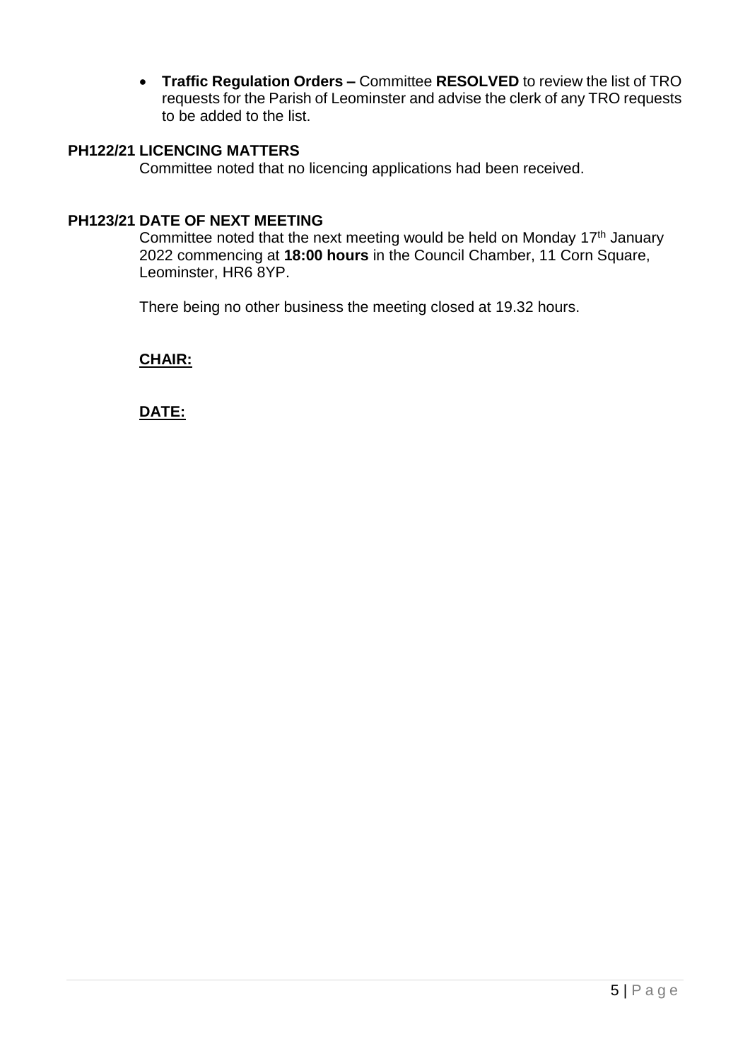- **Traffic Regulation Orders –** Committee **RESOLVED** to review the list of TRO requests for the Parish of Leominster and advise the clerk of any TRO requests to be added to the list.

**PH122/21 LICENCING MATTERS**

Committee noted that no licencing applications had been received.

**PH123/21 DATE OF NEXT MEETING**

Committee noted that the next meeting would be held on Monday 17th January 2022 commencing at **18:00 hours** in the Council Chamber, 11 Corn Square, Leominster, HR6 8YP.

There being no other business the meeting closed at 19.32 hours.

**CHAIR:**

**DATE:**